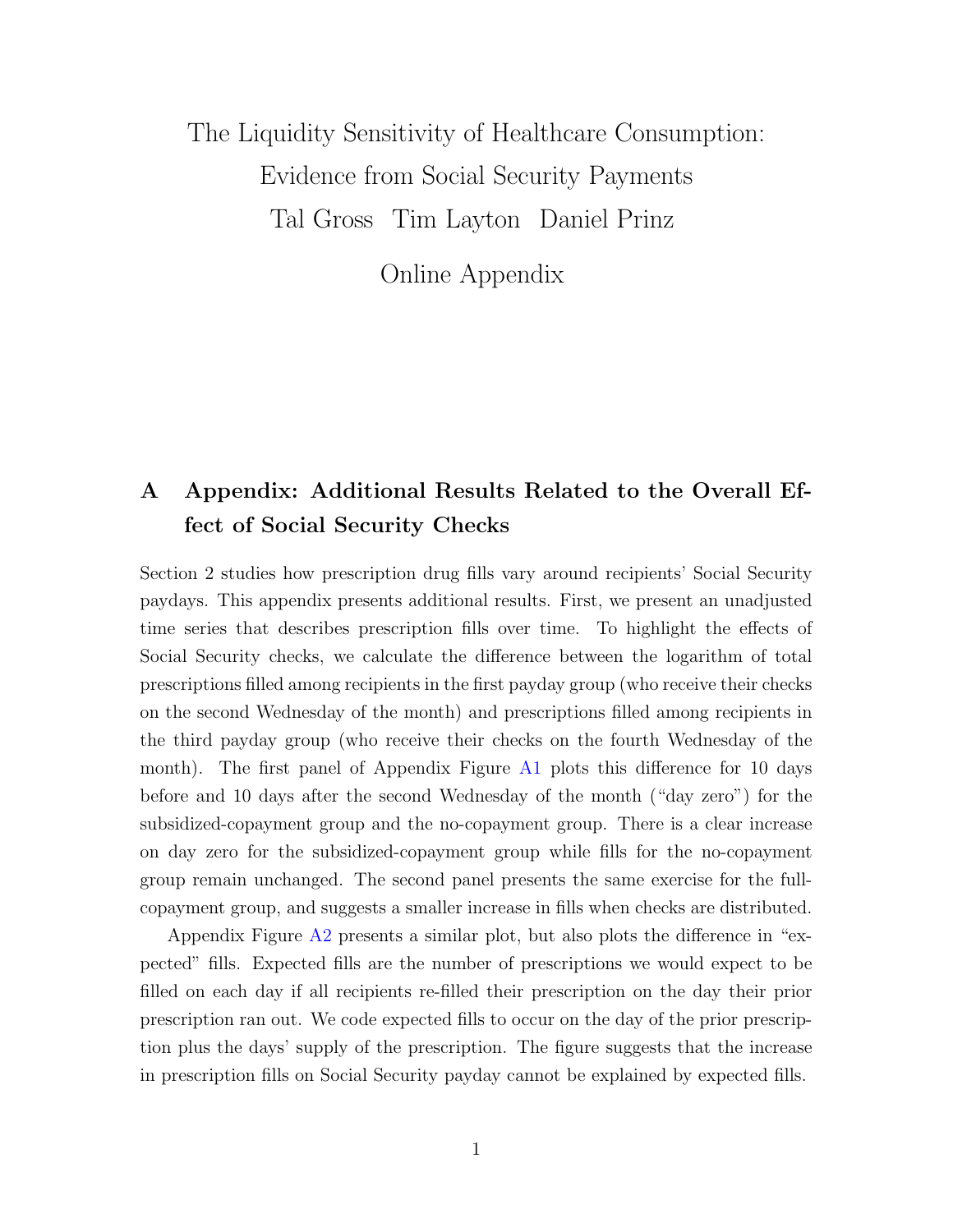# The Liquidity Sensitivity of Healthcare Consumption: Evidence from Social Security Payments

Tal Gross   Tim Layton   Daniel Prinz

Online Appendix

## A Appendix: Additional Results Related to the Overall Effect of Social Security Checks

Section 2 studies how prescription drug fills vary around recipients' Social Security paydays. This appendix presents additional results. First, we present an unadjusted time series that describes prescription fills over time. To highlight the effects of Social Security checks, we calculate the difference between the logarithm of total prescriptions filled among recipients in the first payday group (who receive their checks on the second Wednesday of the month) and prescriptions filled among recipients in the third payday group (who receive their checks on the fourth Wednesday of the month). The first panel of Appendix Figure A1 plots this difference for 10 days before and 10 days after the second Wednesday of the month ("day zero") for the subsidized-copayment group and the no-copayment group. There is a clear increase on day zero for the subsidized-copayment group while fills for the no-copayment group remain unchanged. The second panel presents the same exercise for the full-copayment group, and suggests a smaller increase in fills when checks are distributed.

Appendix Figure A2 presents a similar plot, but also plots the difference in "expected" fills. Expected fills are the number of prescriptions we would expect to be filled on each day if all recipients re-filled their prescription on the day their prior prescription ran out. We code expected fills to occur on the day of the prior prescription plus the days' supply of the prescription. The figure suggests that the increase in prescription fills on Social Security payday cannot be explained by expected fills.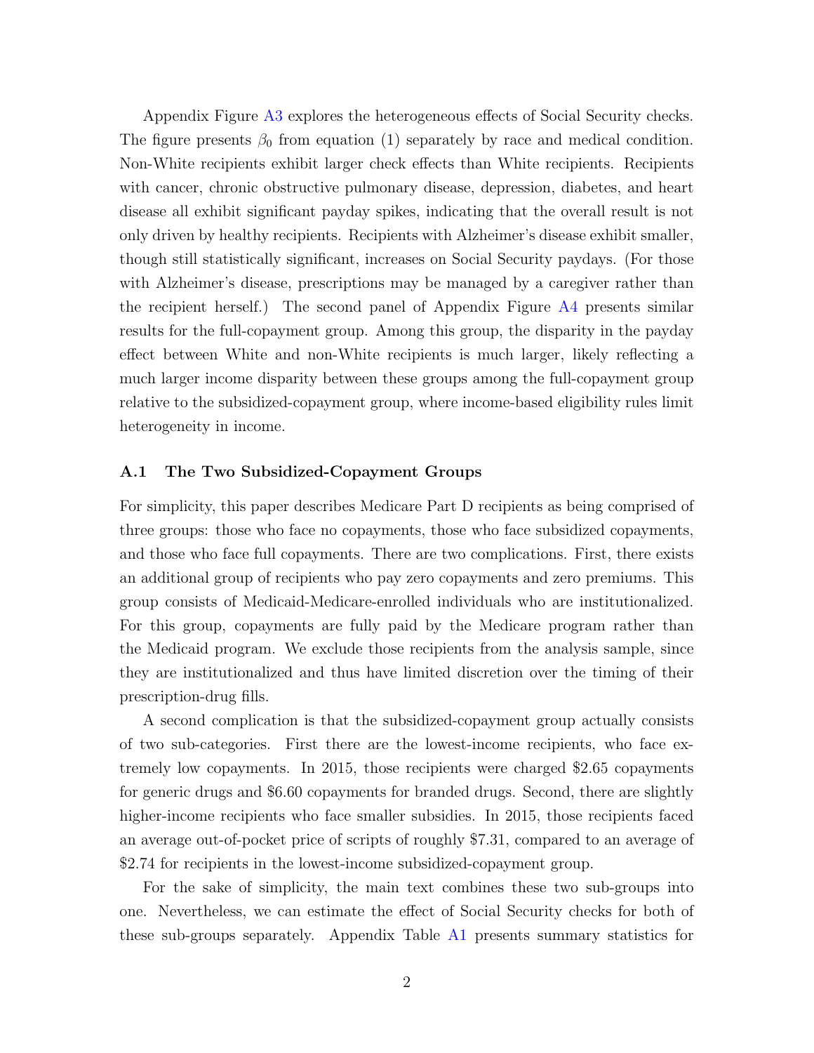Appendix Figure A3 explores the heterogeneous effects of Social Security checks. The figure presents $\beta_0$ from equation (1) separately by race and medical condition. Non-White recipients exhibit larger check effects than White recipients. Recipients with cancer, chronic obstructive pulmonary disease, depression, diabetes, and heart disease all exhibit significant payday spikes, indicating that the overall result is not only driven by healthy recipients. Recipients with Alzheimer's disease exhibit smaller, though still statistically significant, increases on Social Security paydays. (For those with Alzheimer's disease, prescriptions may be managed by a caregiver rather than the recipient herself.) The second panel of Appendix Figure A4 presents similar results for the full-copayment group. Among this group, the disparity in the payday effect between White and non-White recipients is much larger, likely reflecting a much larger income disparity between these groups among the full-copayment group relative to the subsidized-copayment group, where income-based eligibility rules limit heterogeneity in income.

### A.1 The Two Subsidized-Copayment Groups

For simplicity, this paper describes Medicare Part D recipients as being comprised of three groups: those who face no copayments, those who face subsidized copayments, and those who face full copayments. There are two complications. First, there exists an additional group of recipients who pay zero copayments and zero premiums. This group consists of Medicaid-Medicare-enrolled individuals who are institutionalized. For this group, copayments are fully paid by the Medicare program rather than the Medicaid program. We exclude those recipients from the analysis sample, since they are institutionalized and thus have limited discretion over the timing of their prescription-drug fills.

A second complication is that the subsidized-copayment group actually consists of two sub-categories. First there are the lowest-income recipients, who face extremely low copayments. In 2015, those recipients were charged $2.65 copayments for generic drugs and $6.60 copayments for branded drugs. Second, there are slightly higher-income recipients who face smaller subsidies. In 2015, those recipients faced an average out-of-pocket price of scripts of roughly $7.31, compared to an average of $2.74 for recipients in the lowest-income subsidized-copayment group.

For the sake of simplicity, the main text combines these two sub-groups into one. Nevertheless, we can estimate the effect of Social Security checks for both of these sub-groups separately. Appendix Table A1 presents summary statistics for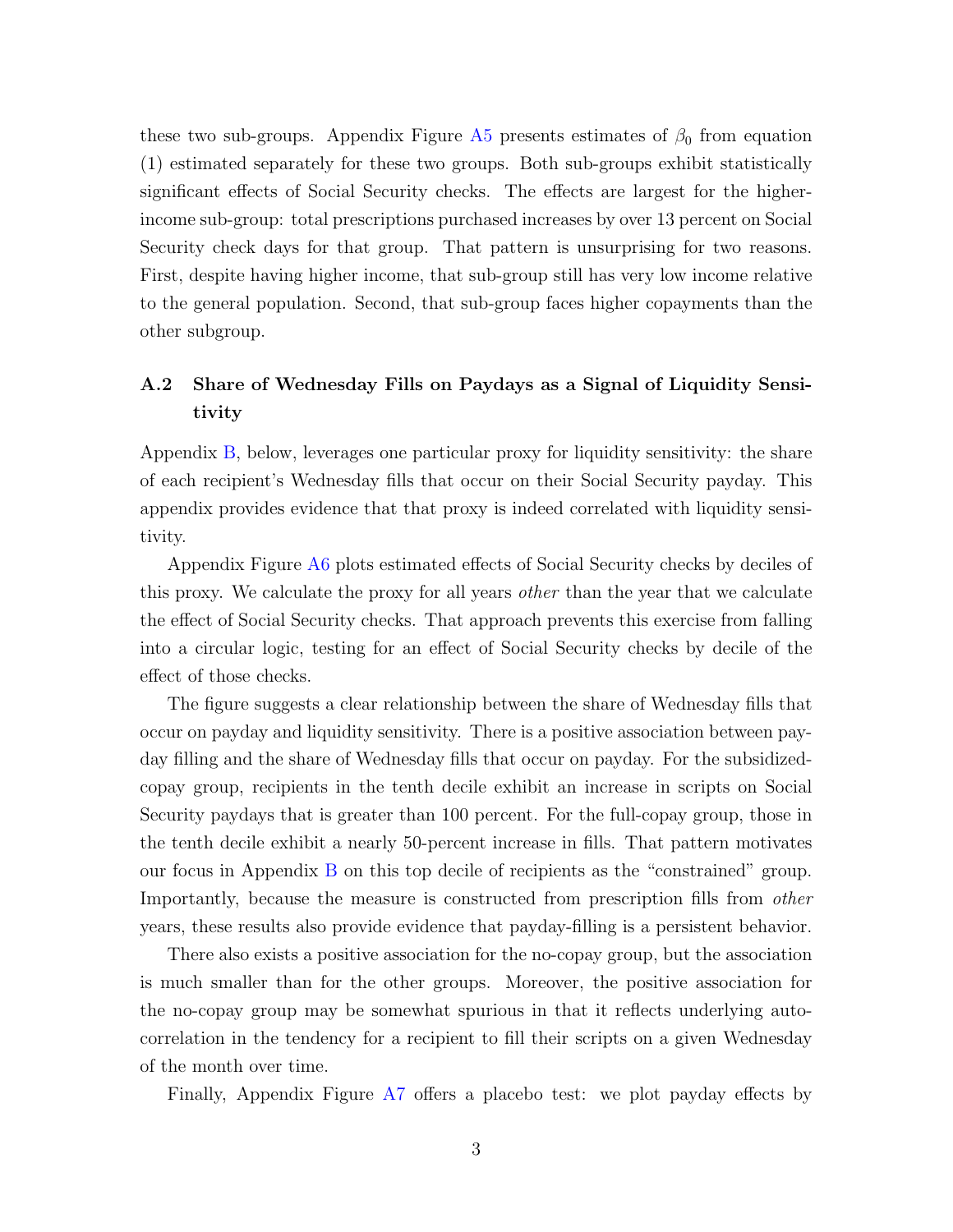these two sub-groups. Appendix Figure A5 presents estimates of $\beta_0$ from equation (1) estimated separately for these two groups. Both sub-groups exhibit statistically significant effects of Social Security checks. The effects are largest for the higher-income sub-group: total prescriptions purchased increases by over 13 percent on Social Security check days for that group. That pattern is unsurprising for two reasons. First, despite having higher income, that sub-group still has very low income relative to the general population. Second, that sub-group faces higher copayments than the other subgroup.

## A.2 Share of Wednesday Fills on Paydays as a Signal of Liquidity Sensitivity

Appendix B, below, leverages one particular proxy for liquidity sensitivity: the share of each recipient's Wednesday fills that occur on their Social Security payday. This appendix provides evidence that that proxy is indeed correlated with liquidity sensitivity.

Appendix Figure A6 plots estimated effects of Social Security checks by deciles of this proxy. We calculate the proxy for all years *other* than the year that we calculate the effect of Social Security checks. That approach prevents this exercise from falling into a circular logic, testing for an effect of Social Security checks by decile of the effect of those checks.

The figure suggests a clear relationship between the share of Wednesday fills that occur on payday and liquidity sensitivity. There is a positive association between payday filling and the share of Wednesday fills that occur on payday. For the subsidized-copay group, recipients in the tenth decile exhibit an increase in scripts on Social Security paydays that is greater than 100 percent. For the full-copay group, those in the tenth decile exhibit a nearly 50-percent increase in fills. That pattern motivates our focus in Appendix B on this top decile of recipients as the "constrained" group. Importantly, because the measure is constructed from prescription fills from *other* years, these results also provide evidence that payday-filling is a persistent behavior.

There also exists a positive association for the no-copay group, but the association is much smaller than for the other groups. Moreover, the positive association for the no-copay group may be somewhat spurious in that it reflects underlying auto-correlation in the tendency for a recipient to fill their scripts on a given Wednesday of the month over time.

Finally, Appendix Figure A7 offers a placebo test: we plot payday effects by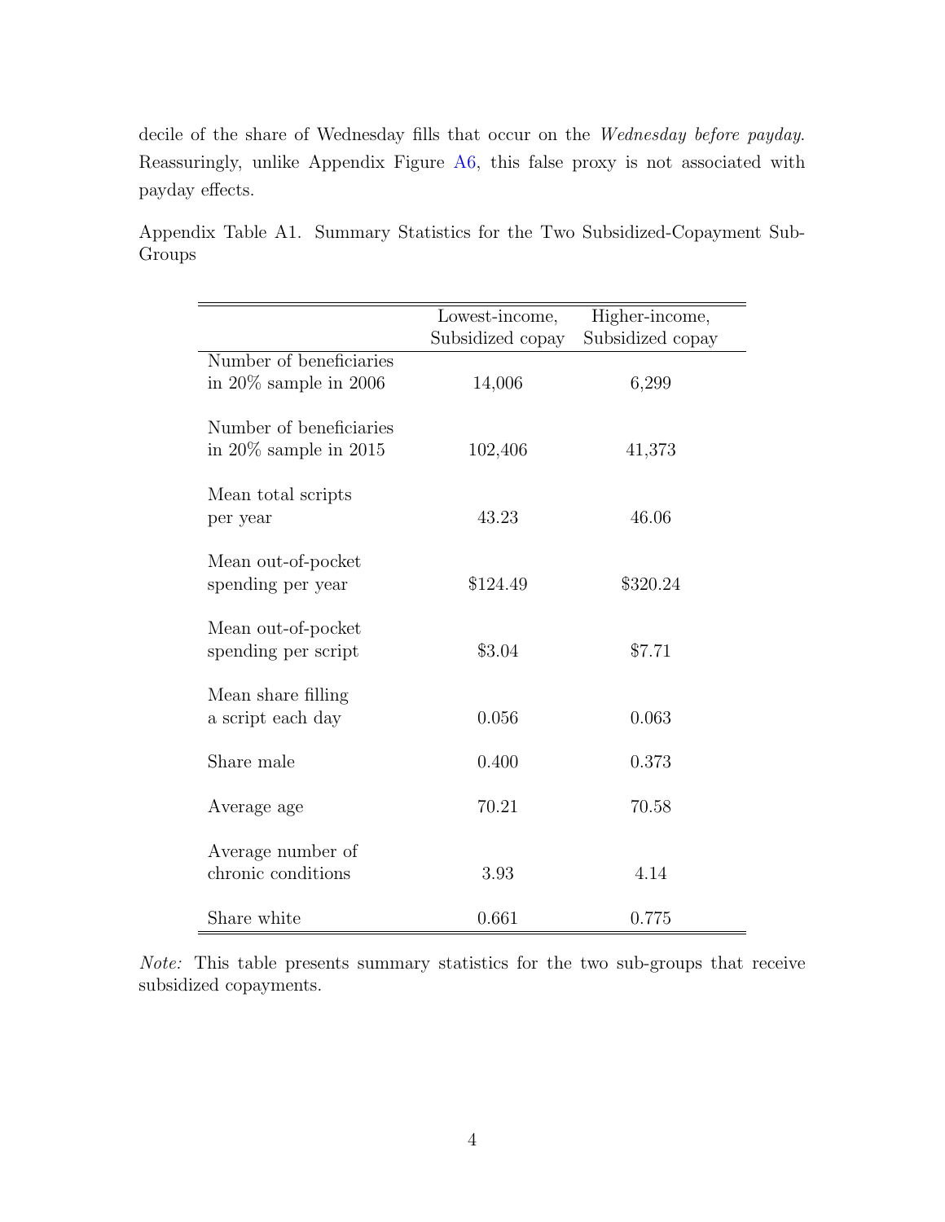decile of the share of Wednesday fills that occur on the *Wednesday before payday*. Reassuringly, unlike Appendix Figure A6, this false proxy is not associated with payday effects.

Appendix Table A1. Summary Statistics for the Two Subsidized-Copayment Sub-Groups

| | Lowest-income, Subsidized copay | Higher-income, Subsidized copay |
|---|---|---|
| Number of beneficiaries in 20% sample in 2006 | 14,006 | 6,299 |
| Number of beneficiaries in 20% sample in 2015 | 102,406 | 41,373 |
| Mean total scripts per year | 43.23 | 46.06 |
| Mean out-of-pocket spending per year | $124.49 | $320.24 |
| Mean out-of-pocket spending per script | $3.04 | $7.71 |
| Mean share filling a script each day | 0.056 | 0.063 |
| Share male | 0.400 | 0.373 |
| Average age | 70.21 | 70.58 |
| Average number of chronic conditions | 3.93 | 4.14 |
| Share white | 0.661 | 0.775 |

*Note:* This table presents summary statistics for the two sub-groups that receive subsidized copayments.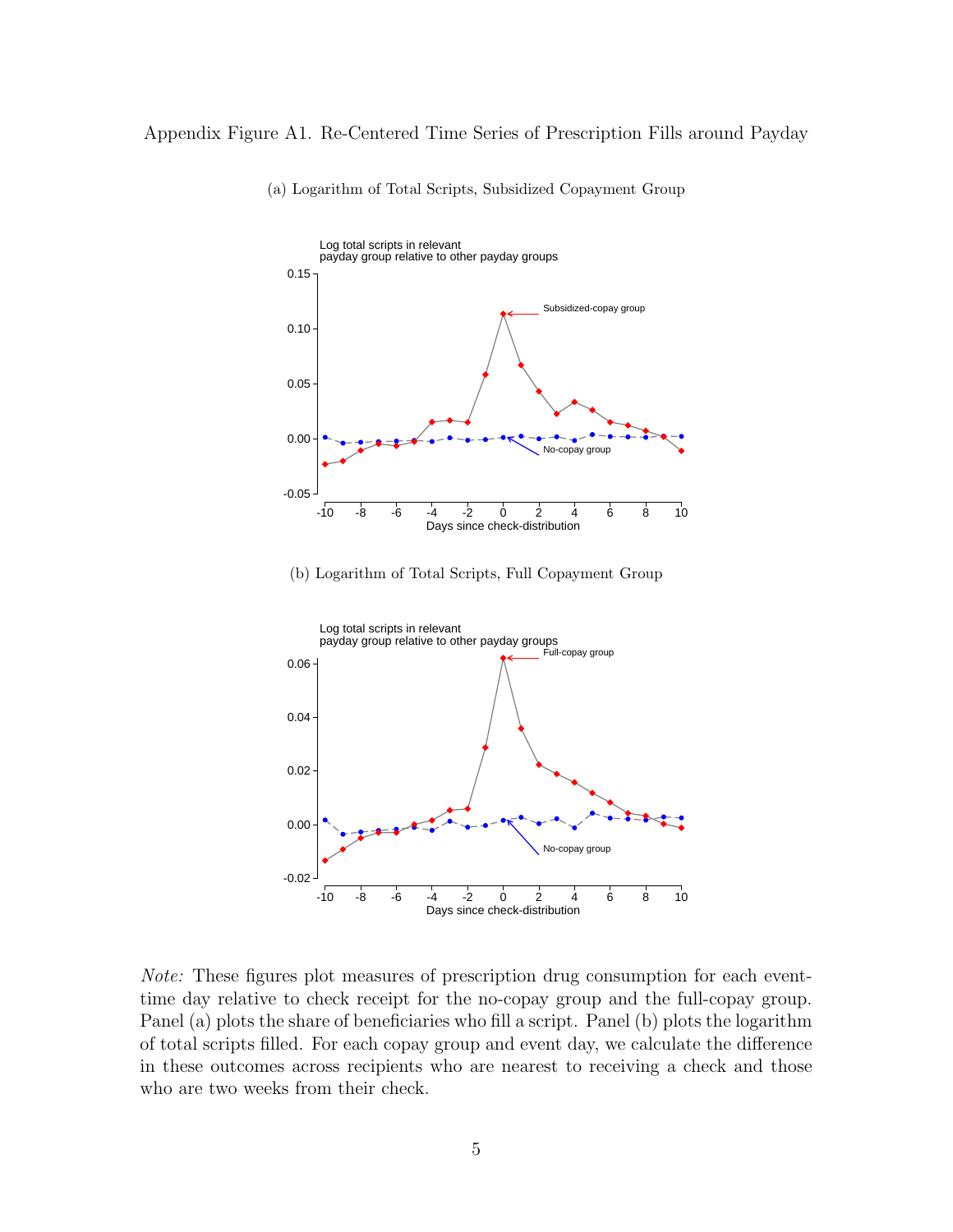Appendix Figure A1. Re-Centered Time Series of Prescription Fills around Payday

(a) Logarithm of Total Scripts, Subsidized Copayment Group

(b) Logarithm of Total Scripts, Full Copayment Group

*Note:* These figures plot measures of prescription drug consumption for each event-time day relative to check receipt for the no-copay group and the full-copay group. Panel (a) plots the share of beneficiaries who fill a script. Panel (b) plots the logarithm of total scripts filled. For each copay group and event day, we calculate the difference in these outcomes across recipients who are nearest to receiving a check and those who are two weeks from their check.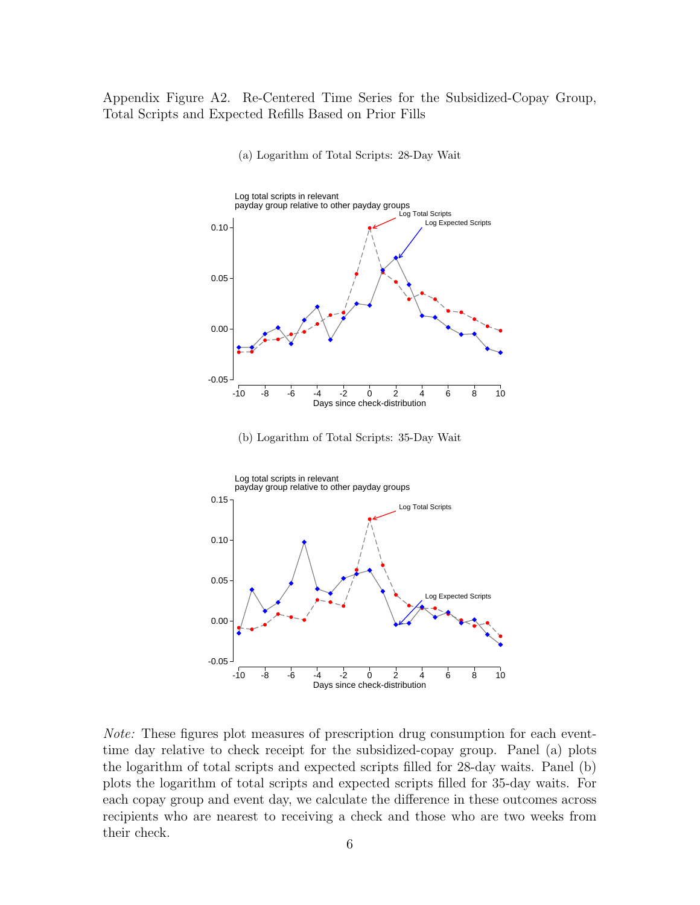Appendix Figure A2. Re-Centered Time Series for the Subsidized-Copay Group, Total Scripts and Expected Refills Based on Prior Fills

(a) Logarithm of Total Scripts: 28-Day Wait

(b) Logarithm of Total Scripts: 35-Day Wait

*Note:* These figures plot measures of prescription drug consumption for each event-time day relative to check receipt for the subsidized-copay group. Panel (a) plots the logarithm of total scripts and expected scripts filled for 28-day waits. Panel (b) plots the logarithm of total scripts and expected scripts filled for 35-day waits. For each copay group and event day, we calculate the difference in these outcomes across recipients who are nearest to receiving a check and those who are two weeks from their check.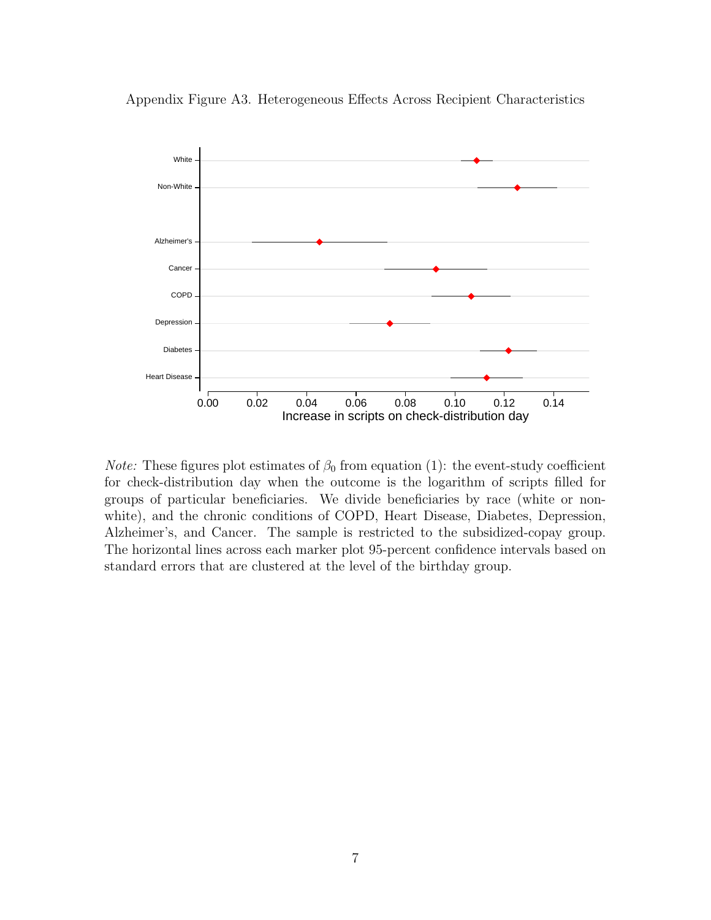Appendix Figure A3. Heterogeneous Effects Across Recipient Characteristics

*Note:* These figures plot estimates of $\beta_0$ from equation (1): the event-study coefficient for check-distribution day when the outcome is the logarithm of scripts filled for groups of particular beneficiaries. We divide beneficiaries by race (white or non-white), and the chronic conditions of COPD, Heart Disease, Diabetes, Depression, Alzheimer's, and Cancer. The sample is restricted to the subsidized-copay group. The horizontal lines across each marker plot 95-percent confidence intervals based on standard errors that are clustered at the level of the birthday group.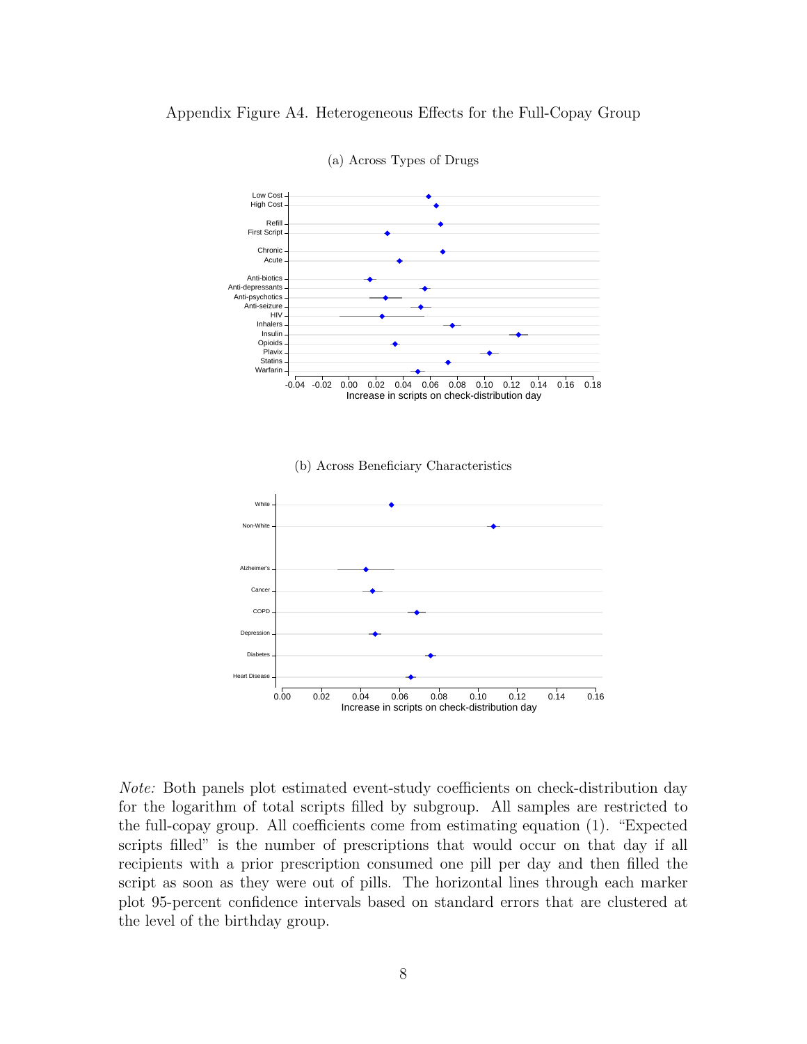Appendix Figure A4. Heterogeneous Effects for the Full-Copay Group

(a) Across Types of Drugs

(b) Across Beneficiary Characteristics

*Note:* Both panels plot estimated event-study coefficients on check-distribution day for the logarithm of total scripts filled by subgroup. All samples are restricted to the full-copay group. All coefficients come from estimating equation (1). "Expected scripts filled" is the number of prescriptions that would occur on that day if all recipients with a prior prescription consumed one pill per day and then filled the script as soon as they were out of pills. The horizontal lines through each marker plot 95-percent confidence intervals based on standard errors that are clustered at the level of the birthday group.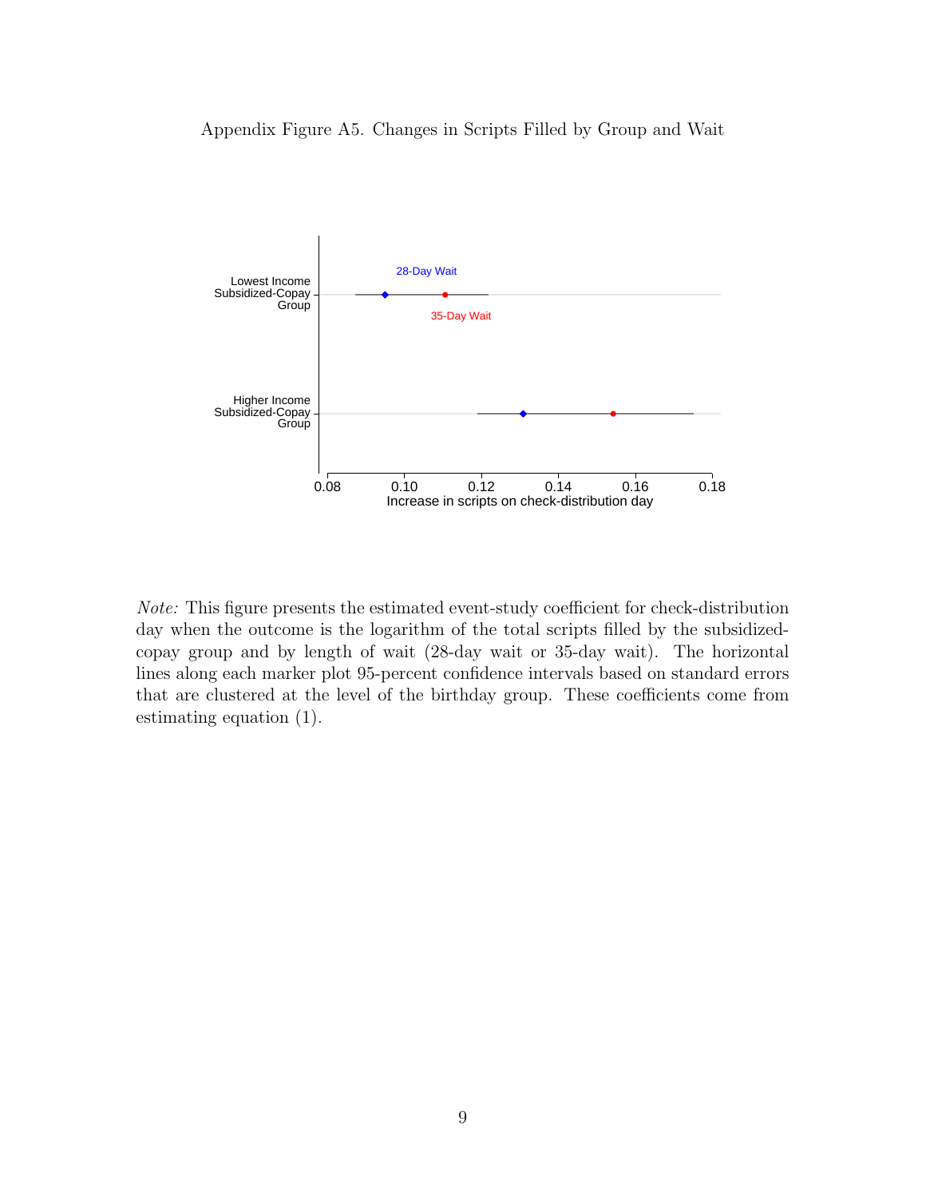Appendix Figure A5. Changes in Scripts Filled by Group and Wait

*Note:* This figure presents the estimated event-study coefficient for check-distribution day when the outcome is the logarithm of the total scripts filled by the subsidized-copay group and by length of wait (28-day wait or 35-day wait). The horizontal lines along each marker plot 95-percent confidence intervals based on standard errors that are clustered at the level of the birthday group. These coefficients come from estimating equation (1).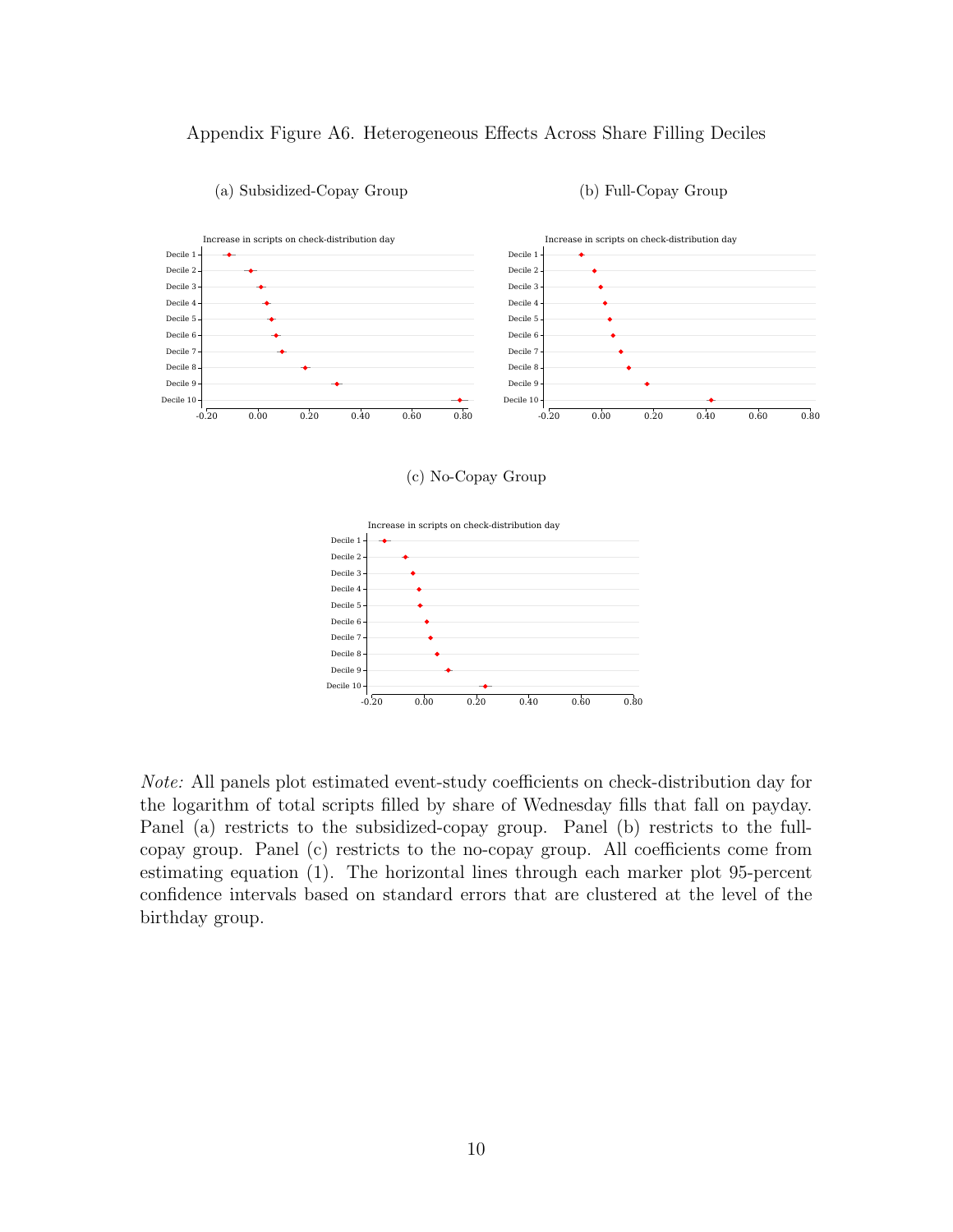Appendix Figure A6. Heterogeneous Effects Across Share Filling Deciles

(a) Subsidized-Copay Group

(b) Full-Copay Group

(c) No-Copay Group

*Note:* All panels plot estimated event-study coefficients on check-distribution day for the logarithm of total scripts filled by share of Wednesday fills that fall on payday. Panel (a) restricts to the subsidized-copay group. Panel (b) restricts to the full-copay group. Panel (c) restricts to the no-copay group. All coefficients come from estimating equation (1). The horizontal lines through each marker plot 95-percent confidence intervals based on standard errors that are clustered at the level of the birthday group.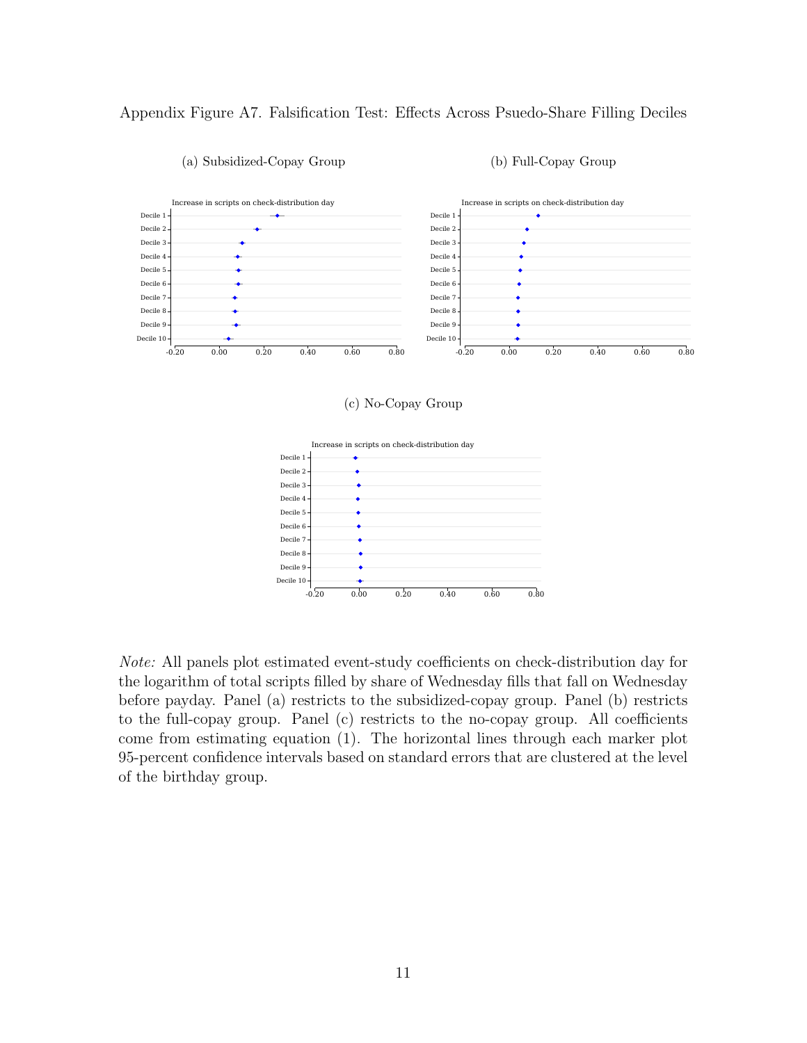Appendix Figure A7. Falsification Test: Effects Across Psuedo-Share Filling Deciles

(a) Subsidized-Copay Group

(b) Full-Copay Group

(c) No-Copay Group

*Note:* All panels plot estimated event-study coefficients on check-distribution day for the logarithm of total scripts filled by share of Wednesday fills that fall on Wednesday before payday. Panel (a) restricts to the subsidized-copay group. Panel (b) restricts to the full-copay group. Panel (c) restricts to the no-copay group. All coefficients come from estimating equation (1). The horizontal lines through each marker plot 95-percent confidence intervals based on standard errors that are clustered at the level of the birthday group.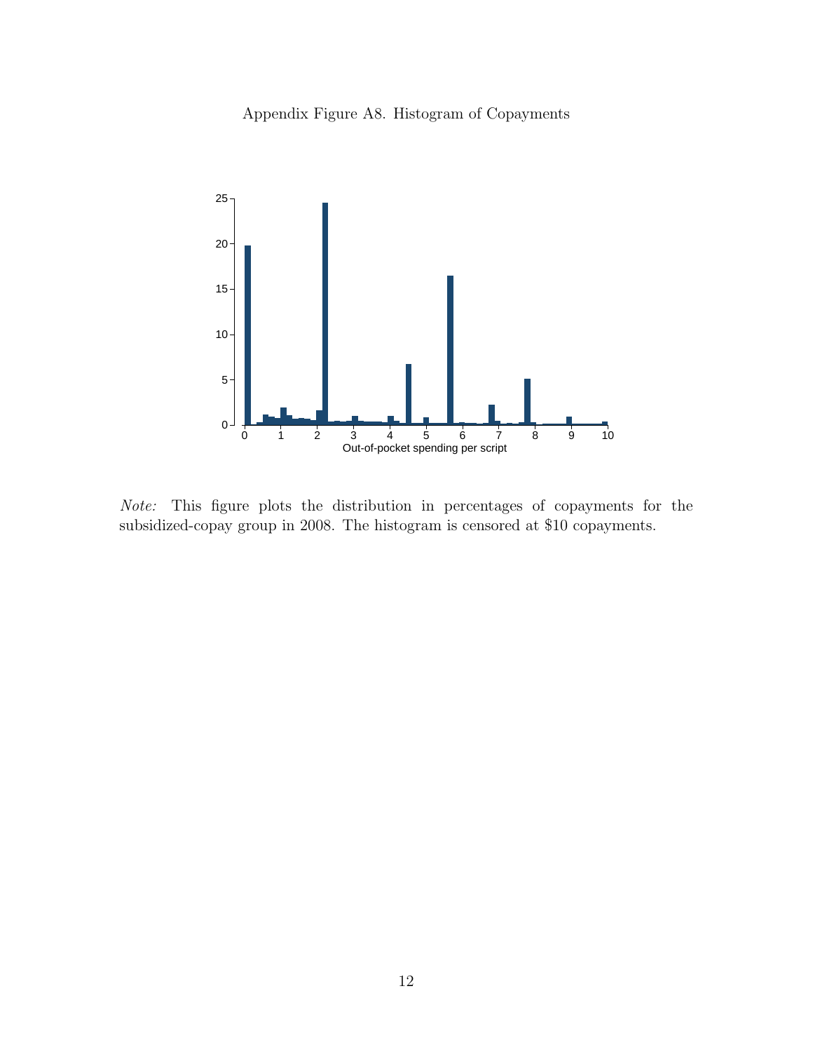Appendix Figure A8. Histogram of Copayments

*Note:* This figure plots the distribution in percentages of copayments for the subsidized-copay group in 2008. The histogram is censored at $10 copayments.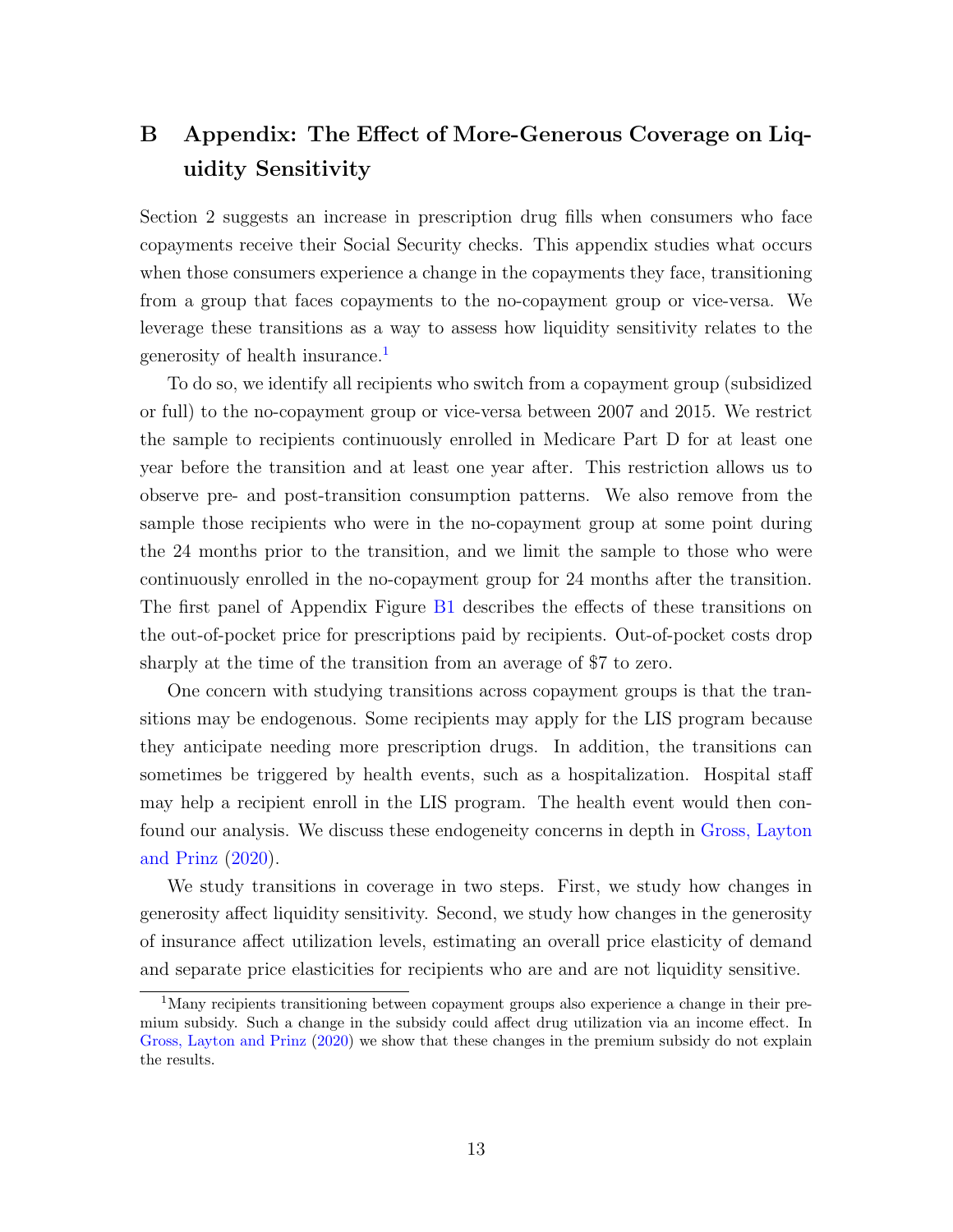# B Appendix: The Effect of More-Generous Coverage on Liquidity Sensitivity

Section 2 suggests an increase in prescription drug fills when consumers who face copayments receive their Social Security checks. This appendix studies what occurs when those consumers experience a change in the copayments they face, transitioning from a group that faces copayments to the no-copayment group or vice-versa. We leverage these transitions as a way to assess how liquidity sensitivity relates to the generosity of health insurance.[1]

To do so, we identify all recipients who switch from a copayment group (subsidized or full) to the no-copayment group or vice-versa between 2007 and 2015. We restrict the sample to recipients continuously enrolled in Medicare Part D for at least one year before the transition and at least one year after. This restriction allows us to observe pre- and post-transition consumption patterns. We also remove from the sample those recipients who were in the no-copayment group at some point during the 24 months prior to the transition, and we limit the sample to those who were continuously enrolled in the no-copayment group for 24 months after the transition. The first panel of Appendix Figure B1 describes the effects of these transitions on the out-of-pocket price for prescriptions paid by recipients. Out-of-pocket costs drop sharply at the time of the transition from an average of $7 to zero.

One concern with studying transitions across copayment groups is that the transitions may be endogenous. Some recipients may apply for the LIS program because they anticipate needing more prescription drugs. In addition, the transitions can sometimes be triggered by health events, such as a hospitalization. Hospital staff may help a recipient enroll in the LIS program. The health event would then confound our analysis. We discuss these endogeneity concerns in depth in Gross, Layton and Prinz (2020).

We study transitions in coverage in two steps. First, we study how changes in generosity affect liquidity sensitivity. Second, we study how changes in the generosity of insurance affect utilization levels, estimating an overall price elasticity of demand and separate price elasticities for recipients who are and are not liquidity sensitive.

[1] Many recipients transitioning between copayment groups also experience a change in their premium subsidy. Such a change in the subsidy could affect drug utilization via an income effect. In Gross, Layton and Prinz (2020) we show that these changes in the premium subsidy do not explain the results.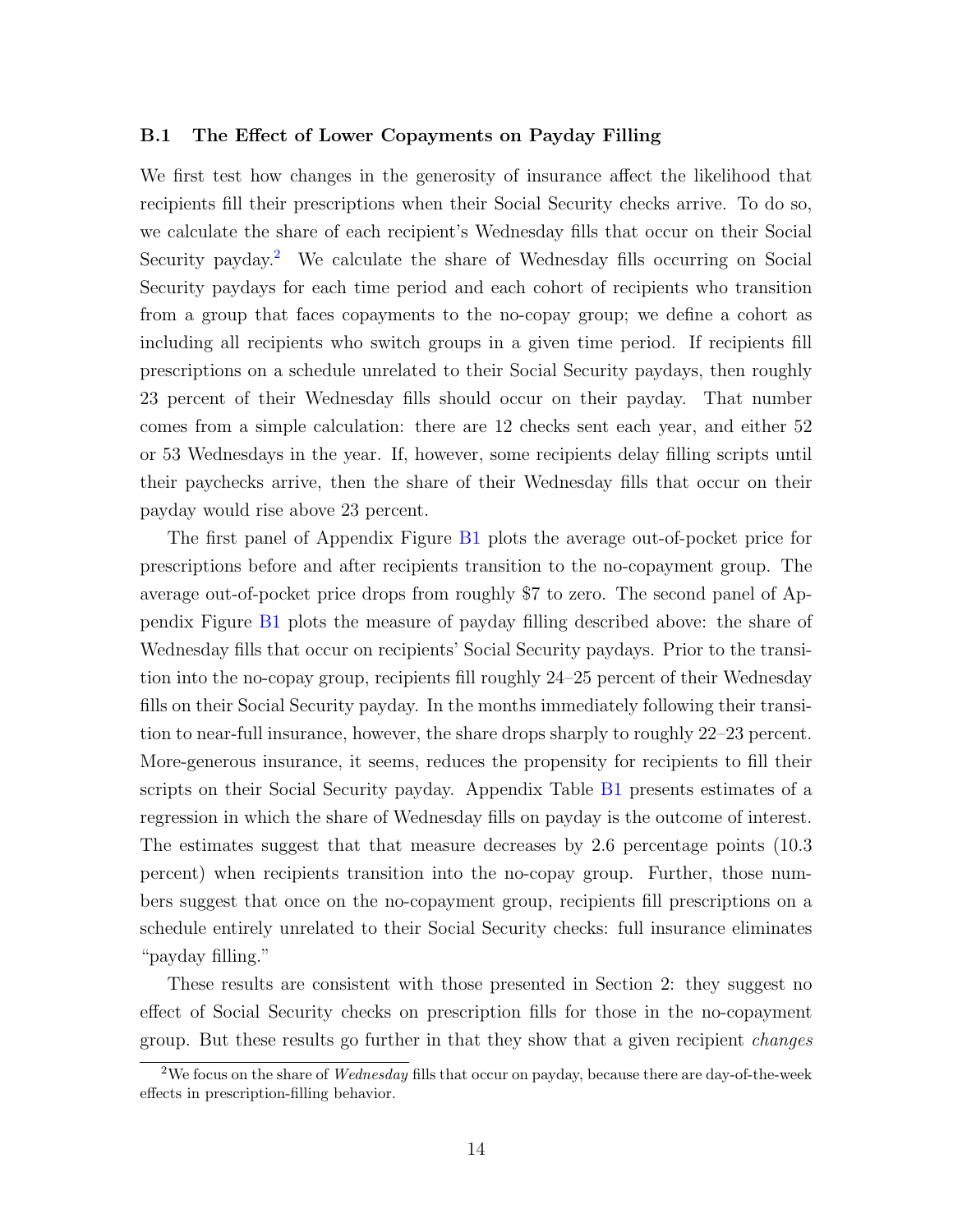### B.1 The Effect of Lower Copayments on Payday Filling

We first test how changes in the generosity of insurance affect the likelihood that recipients fill their prescriptions when their Social Security checks arrive. To do so, we calculate the share of each recipient's Wednesday fills that occur on their Social Security payday.[2] We calculate the share of Wednesday fills occurring on Social Security paydays for each time period and each cohort of recipients who transition from a group that faces copayments to the no-copay group; we define a cohort as including all recipients who switch groups in a given time period. If recipients fill prescriptions on a schedule unrelated to their Social Security paydays, then roughly 23 percent of their Wednesday fills should occur on their payday. That number comes from a simple calculation: there are 12 checks sent each year, and either 52 or 53 Wednesdays in the year. If, however, some recipients delay filling scripts until their paychecks arrive, then the share of their Wednesday fills that occur on their payday would rise above 23 percent.

The first panel of Appendix Figure B1 plots the average out-of-pocket price for prescriptions before and after recipients transition to the no-copayment group. The average out-of-pocket price drops from roughly \$7 to zero. The second panel of Appendix Figure B1 plots the measure of payday filling described above: the share of Wednesday fills that occur on recipients' Social Security paydays. Prior to the transition into the no-copay group, recipients fill roughly 24–25 percent of their Wednesday fills on their Social Security payday. In the months immediately following their transition to near-full insurance, however, the share drops sharply to roughly 22–23 percent. More-generous insurance, it seems, reduces the propensity for recipients to fill their scripts on their Social Security payday. Appendix Table B1 presents estimates of a regression in which the share of Wednesday fills on payday is the outcome of interest. The estimates suggest that that measure decreases by 2.6 percentage points (10.3 percent) when recipients transition into the no-copay group. Further, those numbers suggest that once on the no-copayment group, recipients fill prescriptions on a schedule entirely unrelated to their Social Security checks: full insurance eliminates "payday filling."

These results are consistent with those presented in Section 2: they suggest no effect of Social Security checks on prescription fills for those in the no-copayment group. But these results go further in that they show that a given recipient *changes*

[2] We focus on the share of *Wednesday* fills that occur on payday, because there are day-of-the-week effects in prescription-filling behavior.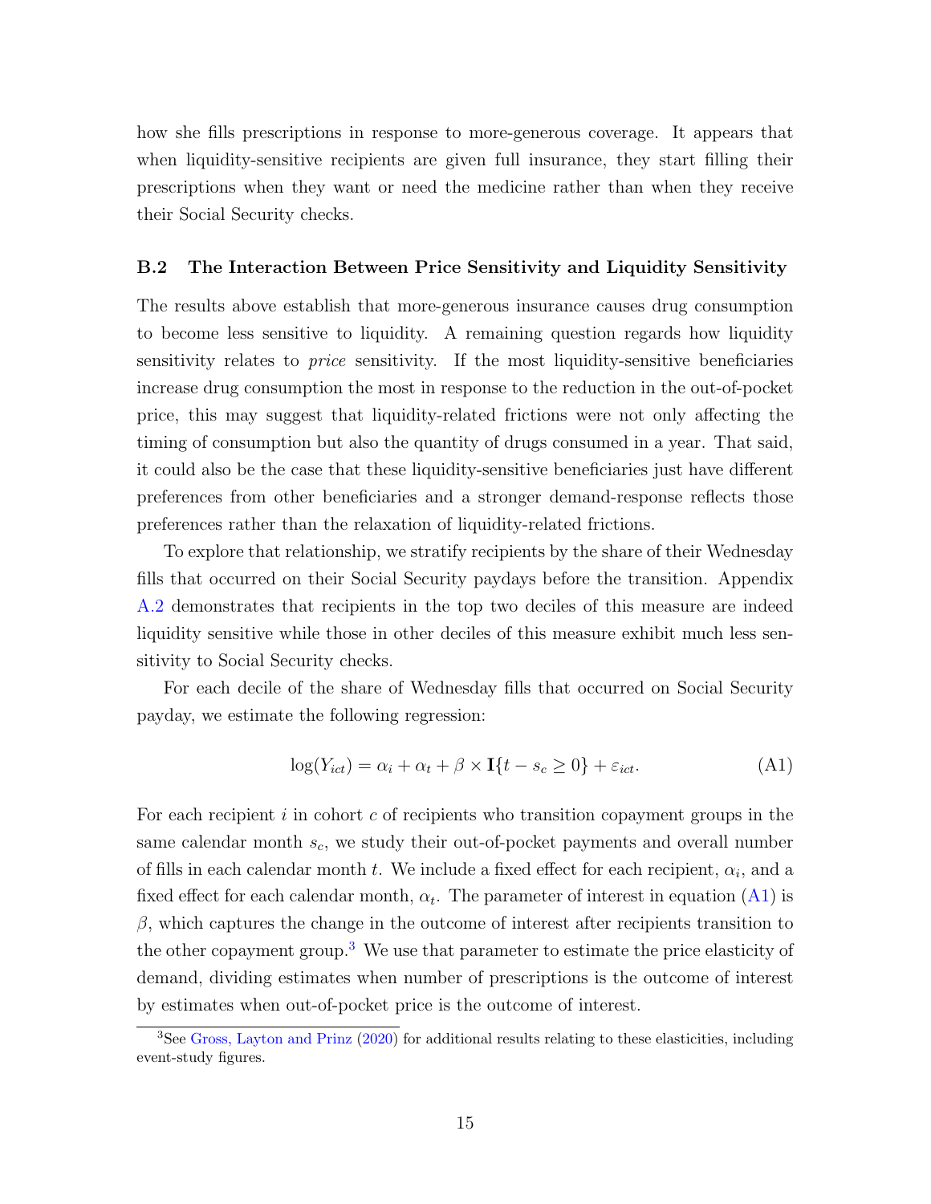how she fills prescriptions in response to more-generous coverage. It appears that when liquidity-sensitive recipients are given full insurance, they start filling their prescriptions when they want or need the medicine rather than when they receive their Social Security checks.

### B.2 The Interaction Between Price Sensitivity and Liquidity Sensitivity

The results above establish that more-generous insurance causes drug consumption to become less sensitive to liquidity. A remaining question regards how liquidity sensitivity relates to *price* sensitivity. If the most liquidity-sensitive beneficiaries increase drug consumption the most in response to the reduction in the out-of-pocket price, this may suggest that liquidity-related frictions were not only affecting the timing of consumption but also the quantity of drugs consumed in a year. That said, it could also be the case that these liquidity-sensitive beneficiaries just have different preferences from other beneficiaries and a stronger demand-response reflects those preferences rather than the relaxation of liquidity-related frictions.

To explore that relationship, we stratify recipients by the share of their Wednesday fills that occurred on their Social Security paydays before the transition. Appendix A.2 demonstrates that recipients in the top two deciles of this measure are indeed liquidity sensitive while those in other deciles of this measure exhibit much less sensitivity to Social Security checks.

For each decile of the share of Wednesday fills that occurred on Social Security payday, we estimate the following regression:

$$\log(Y_{ict}) = \alpha_i + \alpha_t + \beta \times \mathbf{I}\{t - s_c \geq 0\} + \varepsilon_{ict}. \tag{A1}$$

For each recipient $i$ in cohort $c$ of recipients who transition copayment groups in the same calendar month $s_c$, we study their out-of-pocket payments and overall number of fills in each calendar month $t$. We include a fixed effect for each recipient, $\alpha_i$, and a fixed effect for each calendar month, $\alpha_t$. The parameter of interest in equation (A1) is $\beta$, which captures the change in the outcome of interest after recipients transition to the other copayment group.[3] We use that parameter to estimate the price elasticity of demand, dividing estimates when number of prescriptions is the outcome of interest by estimates when out-of-pocket price is the outcome of interest.

[3] See Gross, Layton and Prinz (2020) for additional results relating to these elasticities, including event-study figures.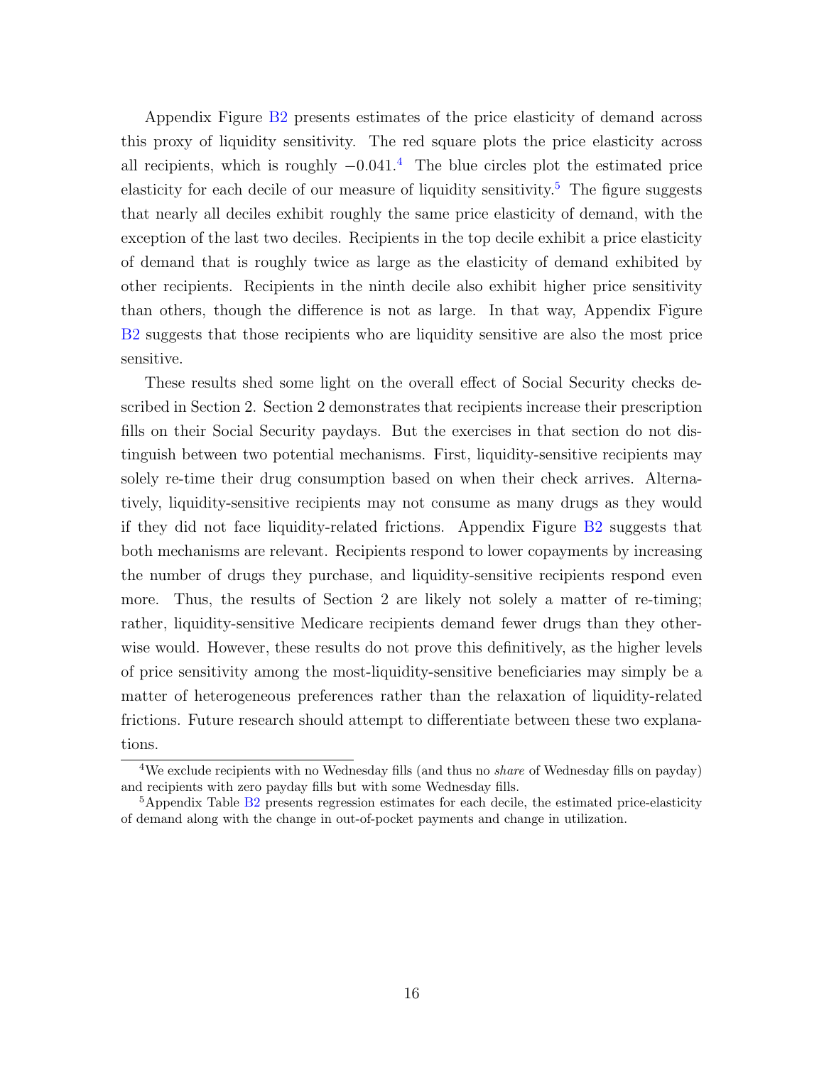Appendix Figure B2 presents estimates of the price elasticity of demand across this proxy of liquidity sensitivity. The red square plots the price elasticity across all recipients, which is roughly $-0.041$.[4] The blue circles plot the estimated price elasticity for each decile of our measure of liquidity sensitivity.[5] The figure suggests that nearly all deciles exhibit roughly the same price elasticity of demand, with the exception of the last two deciles. Recipients in the top decile exhibit a price elasticity of demand that is roughly twice as large as the elasticity of demand exhibited by other recipients. Recipients in the ninth decile also exhibit higher price sensitivity than others, though the difference is not as large. In that way, Appendix Figure B2 suggests that those recipients who are liquidity sensitive are also the most price sensitive.

These results shed some light on the overall effect of Social Security checks described in Section 2. Section 2 demonstrates that recipients increase their prescription fills on their Social Security paydays. But the exercises in that section do not distinguish between two potential mechanisms. First, liquidity-sensitive recipients may solely re-time their drug consumption based on when their check arrives. Alternatively, liquidity-sensitive recipients may not consume as many drugs as they would if they did not face liquidity-related frictions. Appendix Figure B2 suggests that both mechanisms are relevant. Recipients respond to lower copayments by increasing the number of drugs they purchase, and liquidity-sensitive recipients respond even more. Thus, the results of Section 2 are likely not solely a matter of re-timing; rather, liquidity-sensitive Medicare recipients demand fewer drugs than they otherwise would. However, these results do not prove this definitively, as the higher levels of price sensitivity among the most-liquidity-sensitive beneficiaries may simply be a matter of heterogeneous preferences rather than the relaxation of liquidity-related frictions. Future research should attempt to differentiate between these two explanations.

[4] We exclude recipients with no Wednesday fills (and thus no *share* of Wednesday fills on payday) and recipients with zero payday fills but with some Wednesday fills.

[5] Appendix Table B2 presents regression estimates for each decile, the estimated price-elasticity of demand along with the change in out-of-pocket payments and change in utilization.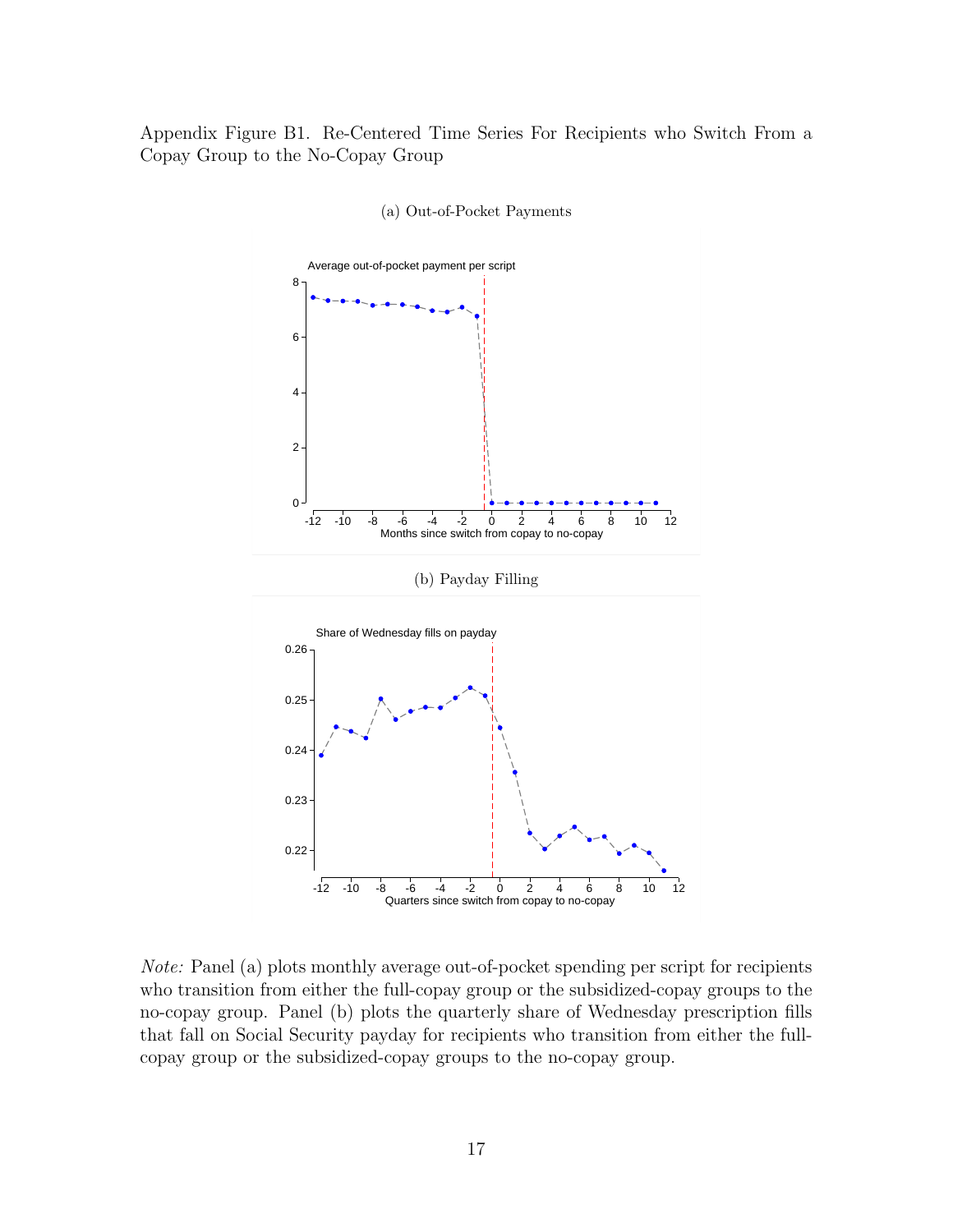Appendix Figure B1. Re-Centered Time Series For Recipients who Switch From a Copay Group to the No-Copay Group

(a) Out-of-Pocket Payments

(b) Payday Filling

*Note:* Panel (a) plots monthly average out-of-pocket spending per script for recipients who transition from either the full-copay group or the subsidized-copay groups to the no-copay group. Panel (b) plots the quarterly share of Wednesday prescription fills that fall on Social Security payday for recipients who transition from either the full-copay group or the subsidized-copay groups to the no-copay group.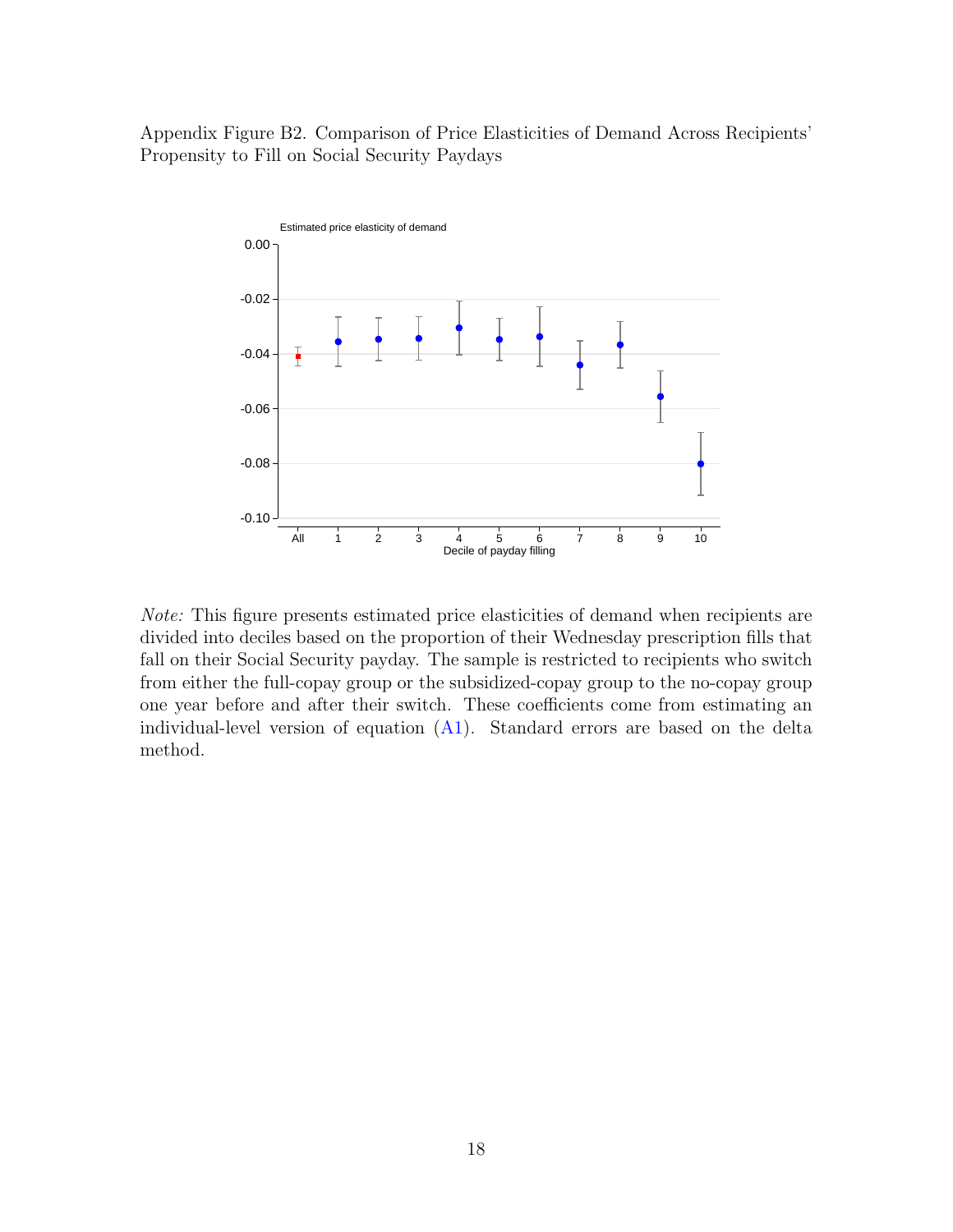Appendix Figure B2. Comparison of Price Elasticities of Demand Across Recipients' Propensity to Fill on Social Security Paydays

*Note:* This figure presents estimated price elasticities of demand when recipients are divided into deciles based on the proportion of their Wednesday prescription fills that fall on their Social Security payday. The sample is restricted to recipients who switch from either the full-copay group or the subsidized-copay group to the no-copay group one year before and after their switch. These coefficients come from estimating an individual-level version of equation (A1). Standard errors are based on the delta method.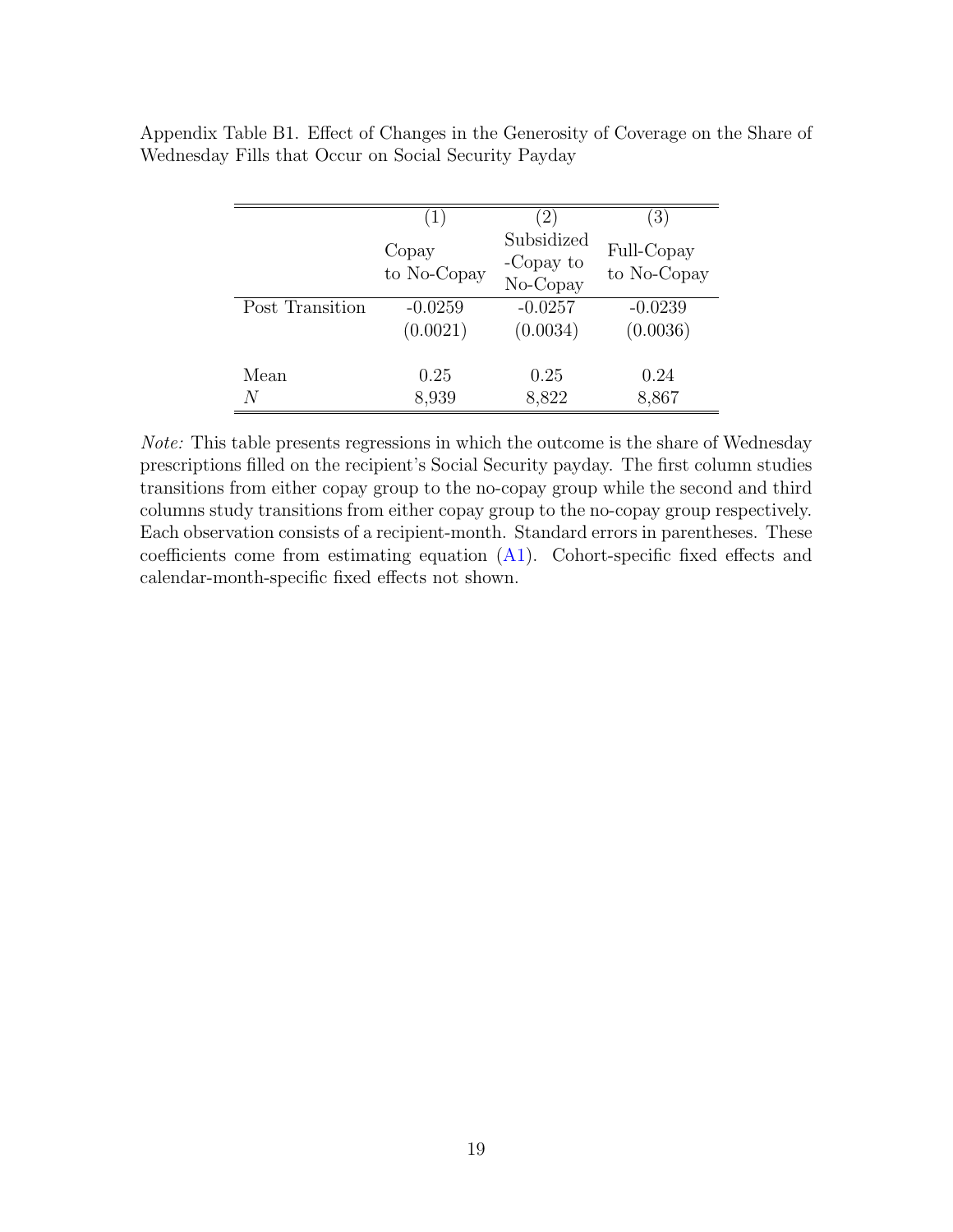Appendix Table B1. Effect of Changes in the Generosity of Coverage on the Share of Wednesday Fills that Occur on Social Security Payday

| | (1) | (2) | (3) |
|---|---|---|---|
| | Copay to No-Copay | Subsidized -Copay to No-Copay | Full-Copay to No-Copay |
| Post Transition | -0.0259 | -0.0257 | -0.0239 |
| | (0.0021) | (0.0034) | (0.0036) |
| Mean | 0.25 | 0.25 | 0.24 |
| $N$ | 8,939 | 8,822 | 8,867 |

*Note:* This table presents regressions in which the outcome is the share of Wednesday prescriptions filled on the recipient's Social Security payday. The first column studies transitions from either copay group to the no-copay group while the second and third columns study transitions from either copay group to the no-copay group respectively. Each observation consists of a recipient-month. Standard errors in parentheses. These coefficients come from estimating equation (A1). Cohort-specific fixed effects and calendar-month-specific fixed effects not shown.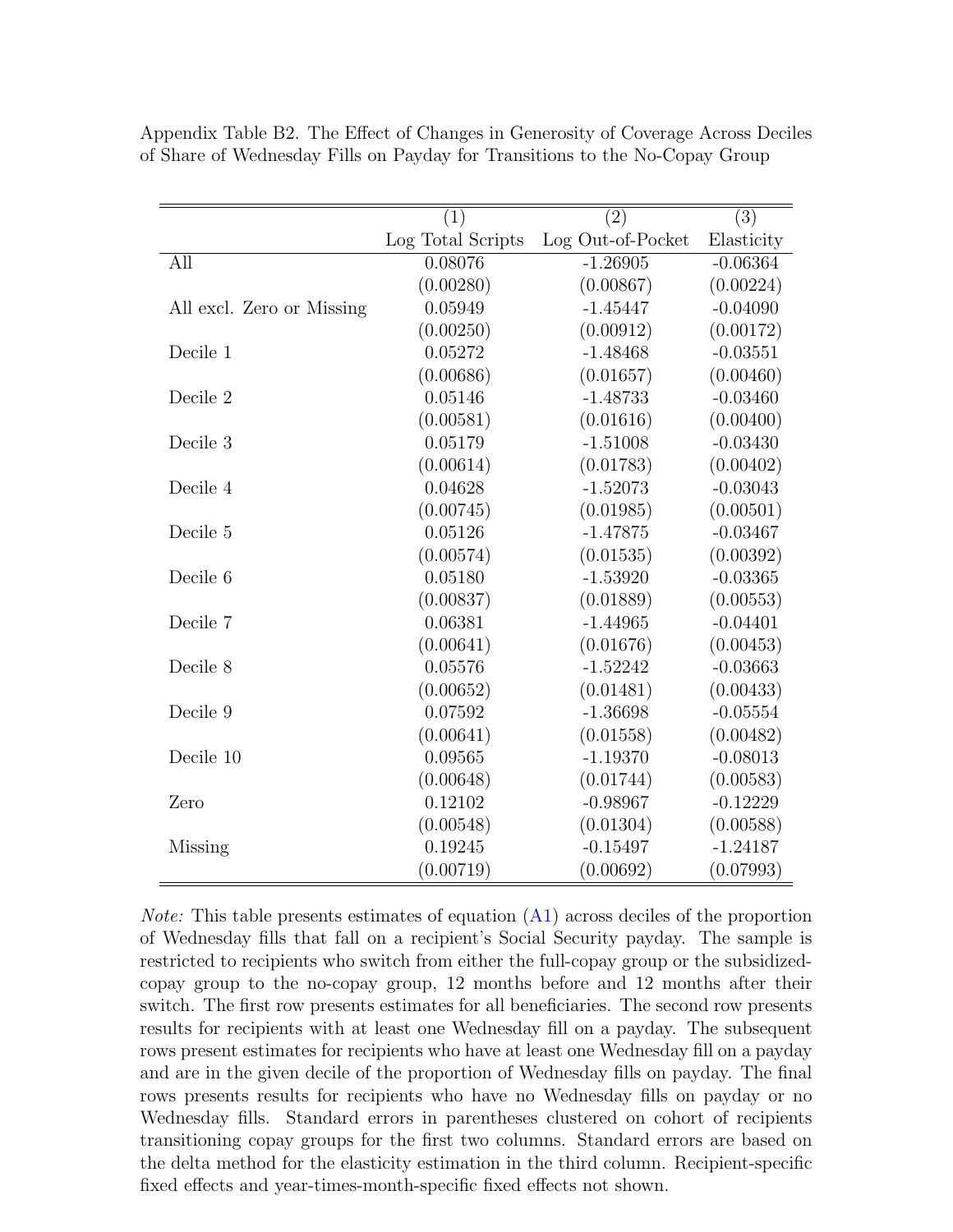Appendix Table B2. The Effect of Changes in Generosity of Coverage Across Deciles of Share of Wednesday Fills on Payday for Transitions to the No-Copay Group

| | (1) | (2) | (3) |
|---|---|---|---|
| | Log Total Scripts | Log Out-of-Pocket | Elasticity |
| All | 0.08076 | -1.26905 | -0.06364 |
| | (0.00280) | (0.00867) | (0.00224) |
| All excl. Zero or Missing | 0.05949 | -1.45447 | -0.04090 |
| | (0.00250) | (0.00912) | (0.00172) |
| Decile 1 | 0.05272 | -1.48468 | -0.03551 |
| | (0.00686) | (0.01657) | (0.00460) |
| Decile 2 | 0.05146 | -1.48733 | -0.03460 |
| | (0.00581) | (0.01616) | (0.00400) |
| Decile 3 | 0.05179 | -1.51008 | -0.03430 |
| | (0.00614) | (0.01783) | (0.00402) |
| Decile 4 | 0.04628 | -1.52073 | -0.03043 |
| | (0.00745) | (0.01985) | (0.00501) |
| Decile 5 | 0.05126 | -1.47875 | -0.03467 |
| | (0.00574) | (0.01535) | (0.00392) |
| Decile 6 | 0.05180 | -1.53920 | -0.03365 |
| | (0.00837) | (0.01889) | (0.00553) |
| Decile 7 | 0.06381 | -1.44965 | -0.04401 |
| | (0.00641) | (0.01676) | (0.00453) |
| Decile 8 | 0.05576 | -1.52242 | -0.03663 |
| | (0.00652) | (0.01481) | (0.00433) |
| Decile 9 | 0.07592 | -1.36698 | -0.05554 |
| | (0.00641) | (0.01558) | (0.00482) |
| Decile 10 | 0.09565 | -1.19370 | -0.08013 |
| | (0.00648) | (0.01744) | (0.00583) |
| Zero | 0.12102 | -0.98967 | -0.12229 |
| | (0.00548) | (0.01304) | (0.00588) |
| Missing | 0.19245 | -0.15497 | -1.24187 |
| | (0.00719) | (0.00692) | (0.07993) |

*Note:* This table presents estimates of equation (A1) across deciles of the proportion of Wednesday fills that fall on a recipient's Social Security payday. The sample is restricted to recipients who switch from either the full-copay group or the subsidized-copay group to the no-copay group, 12 months before and 12 months after their switch. The first row presents estimates for all beneficiaries. The second row presents results for recipients with at least one Wednesday fill on a payday. The subsequent rows present estimates for recipients who have at least one Wednesday fill on a payday and are in the given decile of the proportion of Wednesday fills on payday. The final rows presents results for recipients who have no Wednesday fills on payday or no Wednesday fills. Standard errors in parentheses clustered on cohort of recipients transitioning copay groups for the first two columns. Standard errors are based on the delta method for the elasticity estimation in the third column. Recipient-specific fixed effects and year-times-month-specific fixed effects not shown.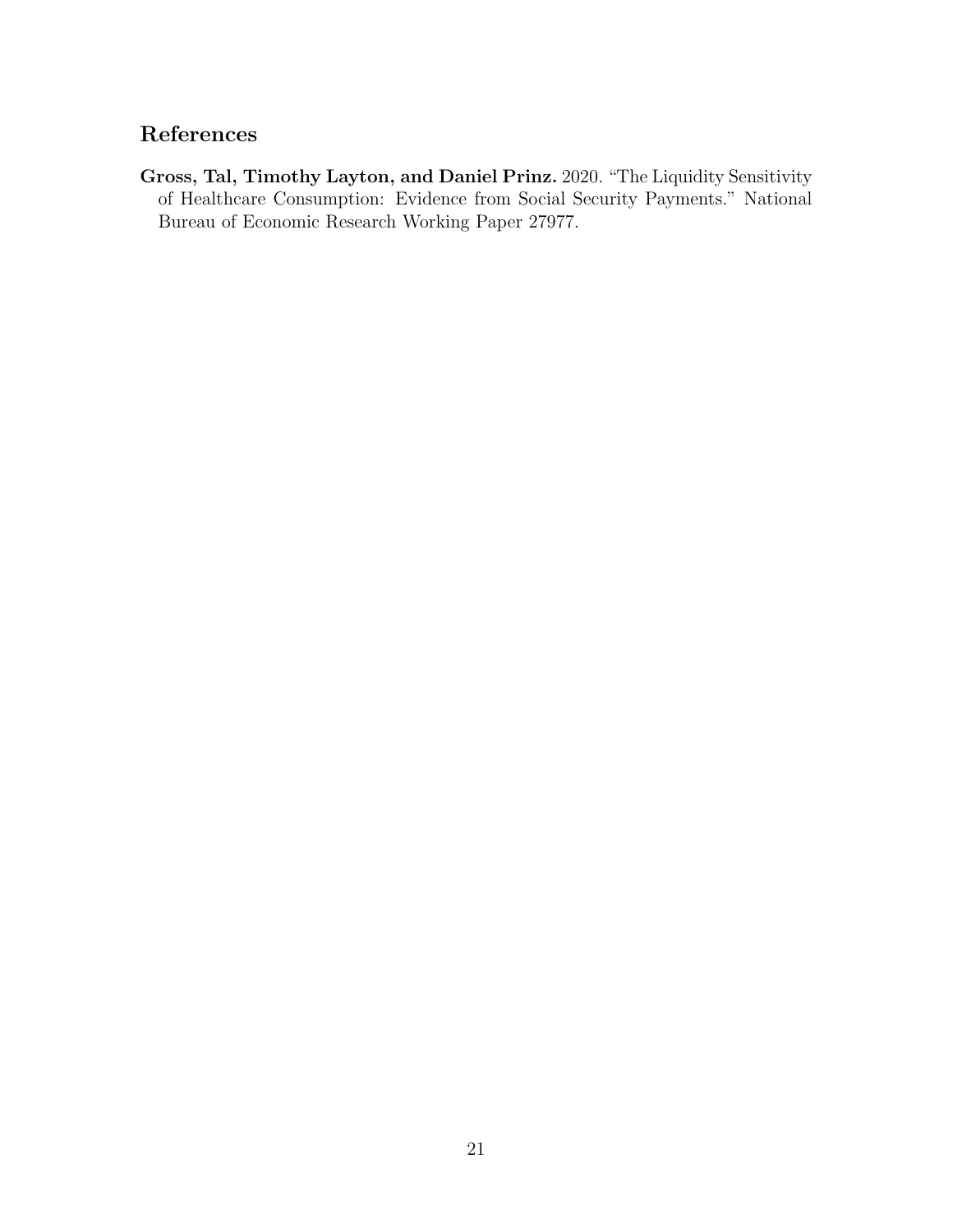## References

**Gross, Tal, Timothy Layton, and Daniel Prinz.** 2020. "The Liquidity Sensitivity of Healthcare Consumption: Evidence from Social Security Payments." National Bureau of Economic Research Working Paper 27977.